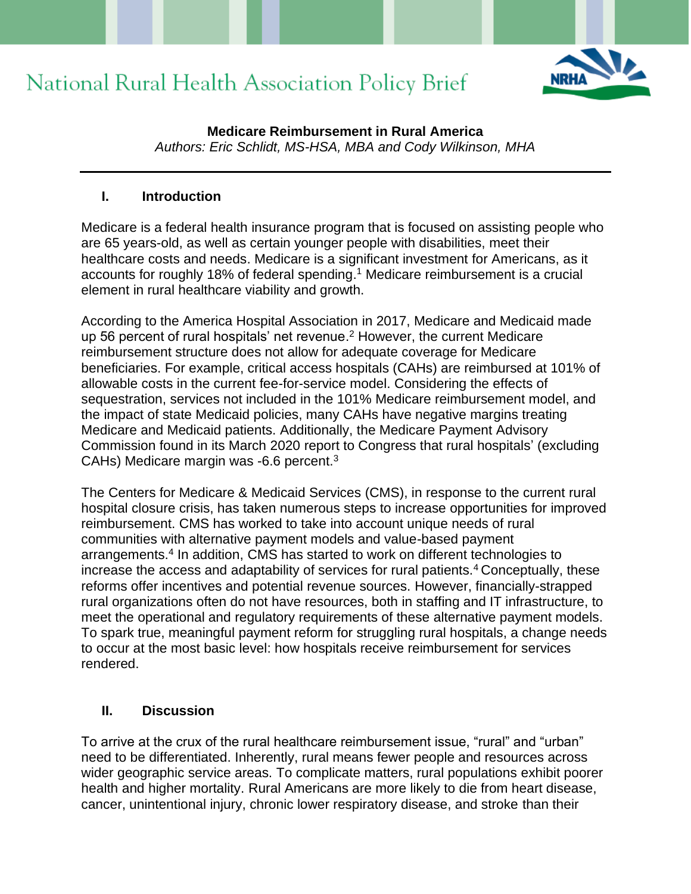# National Rural Health Association Policy Brief

**Medicare Reimbursement in Rural America**

*Authors: Eric Schlidt, MS-HSA, MBA and Cody Wilkinson, MHA*

---

## I. Introduction

Medicare is a federal health insurance program that is focused on assisting people who are 65 years-old, as well as certain younger people with disabilities, meet their healthcare costs and needs. Medicare is a significant investment for Americans, as it accounts for roughly 18% of federal spending.[1] Medicare reimbursement is a crucial element in rural healthcare viability and growth.

According to the America Hospital Association in 2017, Medicare and Medicaid made up 56 percent of rural hospitals' net revenue.[2] However, the current Medicare reimbursement structure does not allow for adequate coverage for Medicare beneficiaries. For example, critical access hospitals (CAHs) are reimbursed at 101% of allowable costs in the current fee-for-service model. Considering the effects of sequestration, services not included in the 101% Medicare reimbursement model, and the impact of state Medicaid policies, many CAHs have negative margins treating Medicare and Medicaid patients. Additionally, the Medicare Payment Advisory Commission found in its March 2020 report to Congress that rural hospitals' (excluding CAHs) Medicare margin was -6.6 percent.[3]

The Centers for Medicare & Medicaid Services (CMS), in response to the current rural hospital closure crisis, has taken numerous steps to increase opportunities for improved reimbursement. CMS has worked to take into account unique needs of rural communities with alternative payment models and value-based payment arrangements.[4] In addition, CMS has started to work on different technologies to increase the access and adaptability of services for rural patients.[4] Conceptually, these reforms offer incentives and potential revenue sources. However, financially-strapped rural organizations often do not have resources, both in staffing and IT infrastructure, to meet the operational and regulatory requirements of these alternative payment models. To spark true, meaningful payment reform for struggling rural hospitals, a change needs to occur at the most basic level: how hospitals receive reimbursement for services rendered.

## II. Discussion

To arrive at the crux of the rural healthcare reimbursement issue, "rural" and "urban" need to be differentiated. Inherently, rural means fewer people and resources across wider geographic service areas. To complicate matters, rural populations exhibit poorer health and higher mortality. Rural Americans are more likely to die from heart disease, cancer, unintentional injury, chronic lower respiratory disease, and stroke than their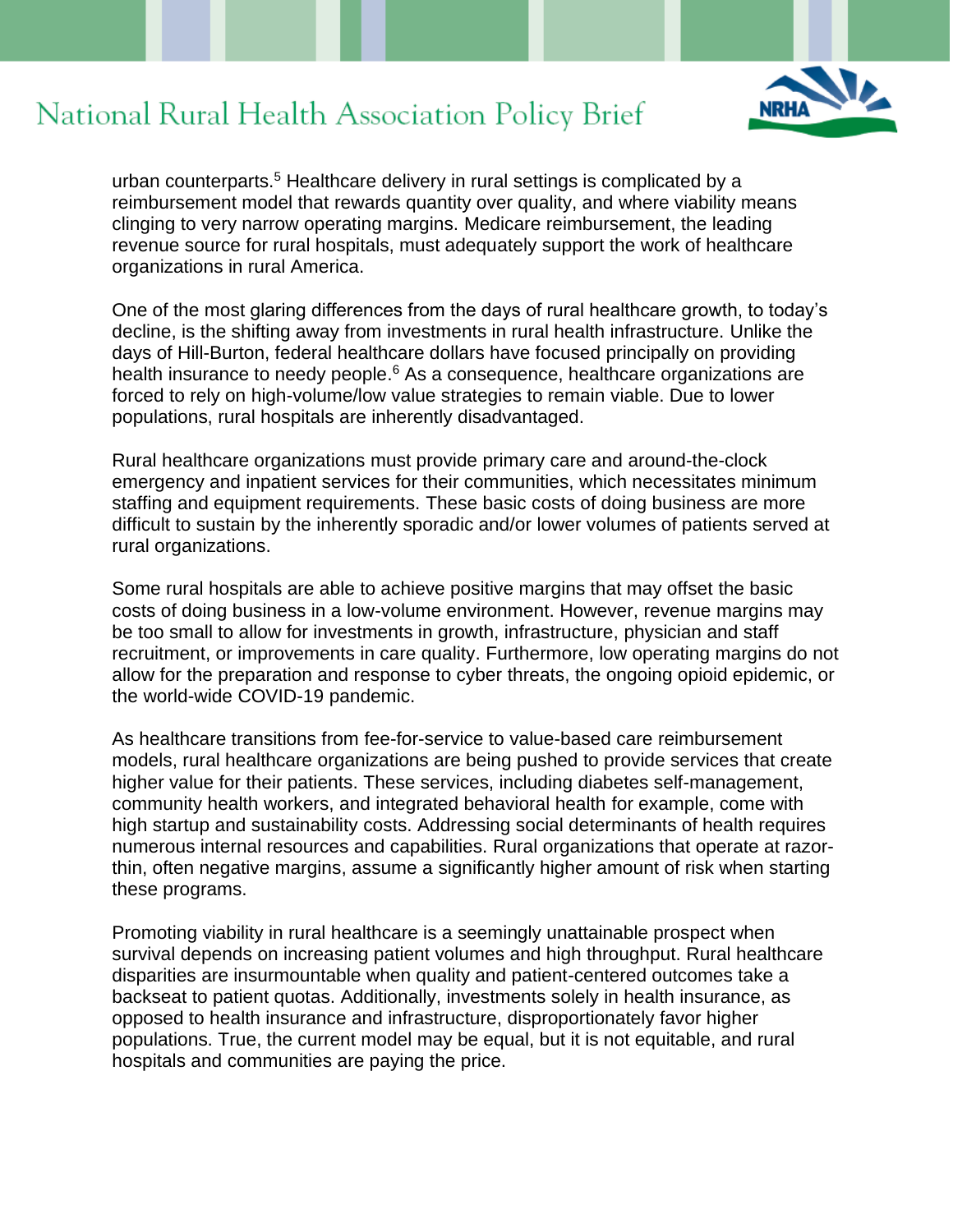urban counterparts.[5] Healthcare delivery in rural settings is complicated by a reimbursement model that rewards quantity over quality, and where viability means clinging to very narrow operating margins. Medicare reimbursement, the leading revenue source for rural hospitals, must adequately support the work of healthcare organizations in rural America.

One of the most glaring differences from the days of rural healthcare growth, to today's decline, is the shifting away from investments in rural health infrastructure. Unlike the days of Hill-Burton, federal healthcare dollars have focused principally on providing health insurance to needy people.[6] As a consequence, healthcare organizations are forced to rely on high-volume/low value strategies to remain viable. Due to lower populations, rural hospitals are inherently disadvantaged.

Rural healthcare organizations must provide primary care and around-the-clock emergency and inpatient services for their communities, which necessitates minimum staffing and equipment requirements. These basic costs of doing business are more difficult to sustain by the inherently sporadic and/or lower volumes of patients served at rural organizations.

Some rural hospitals are able to achieve positive margins that may offset the basic costs of doing business in a low-volume environment. However, revenue margins may be too small to allow for investments in growth, infrastructure, physician and staff recruitment, or improvements in care quality. Furthermore, low operating margins do not allow for the preparation and response to cyber threats, the ongoing opioid epidemic, or the world-wide COVID-19 pandemic.

As healthcare transitions from fee-for-service to value-based care reimbursement models, rural healthcare organizations are being pushed to provide services that create higher value for their patients. These services, including diabetes self-management, community health workers, and integrated behavioral health for example, come with high startup and sustainability costs. Addressing social determinants of health requires numerous internal resources and capabilities. Rural organizations that operate at razor-thin, often negative margins, assume a significantly higher amount of risk when starting these programs.

Promoting viability in rural healthcare is a seemingly unattainable prospect when survival depends on increasing patient volumes and high throughput. Rural healthcare disparities are insurmountable when quality and patient-centered outcomes take a backseat to patient quotas. Additionally, investments solely in health insurance, as opposed to health insurance and infrastructure, disproportionately favor higher populations. True, the current model may be equal, but it is not equitable, and rural hospitals and communities are paying the price.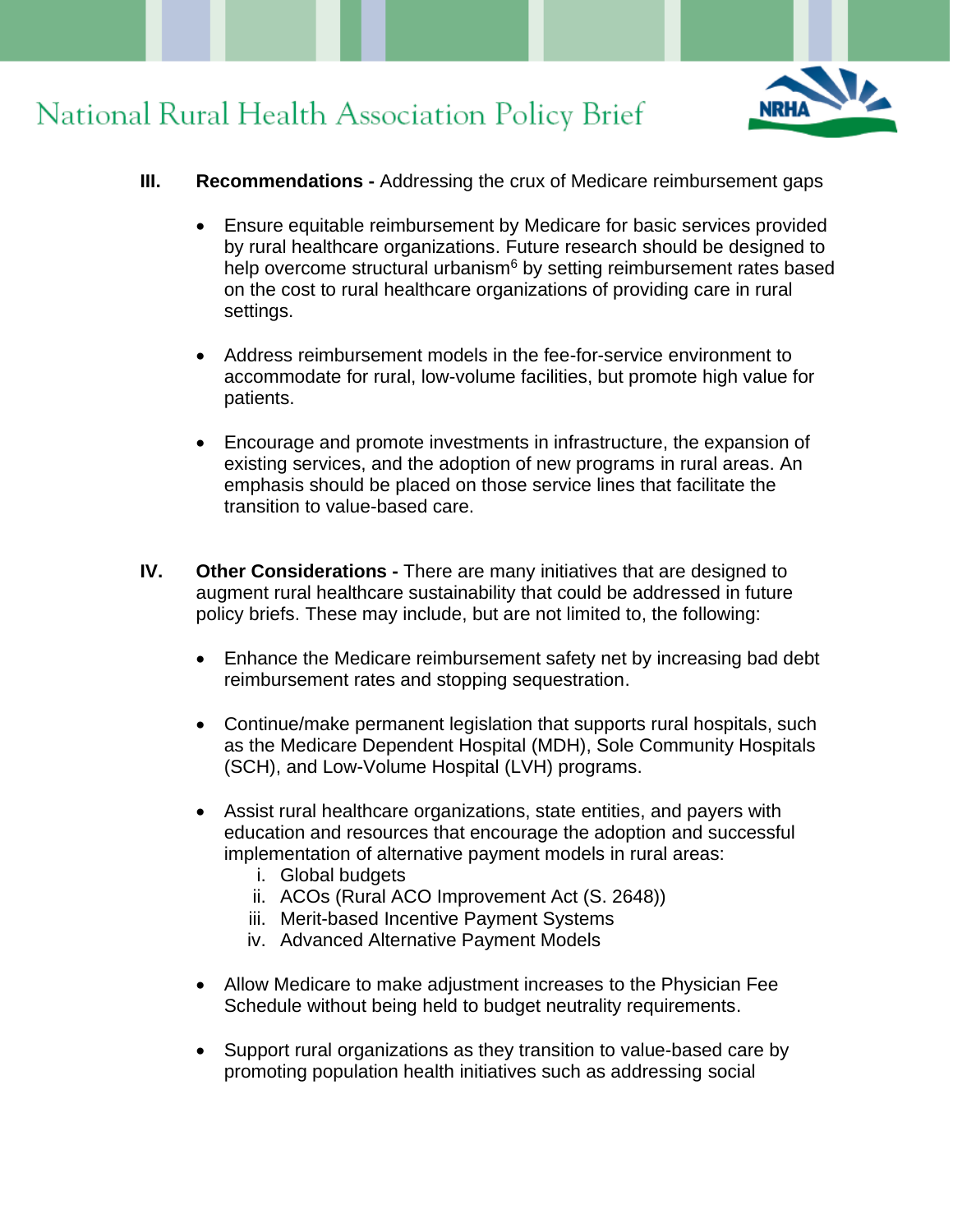**III. Recommendations -** Addressing the crux of Medicare reimbursement gaps

- Ensure equitable reimbursement by Medicare for basic services provided by rural healthcare organizations. Future research should be designed to help overcome structural urbanism[6] by setting reimbursement rates based on the cost to rural healthcare organizations of providing care in rural settings.

- Address reimbursement models in the fee-for-service environment to accommodate for rural, low-volume facilities, but promote high value for patients.

- Encourage and promote investments in infrastructure, the expansion of existing services, and the adoption of new programs in rural areas. An emphasis should be placed on those service lines that facilitate the transition to value-based care.

**IV. Other Considerations -** There are many initiatives that are designed to augment rural healthcare sustainability that could be addressed in future policy briefs. These may include, but are not limited to, the following:

- Enhance the Medicare reimbursement safety net by increasing bad debt reimbursement rates and stopping sequestration.

- Continue/make permanent legislation that supports rural hospitals, such as the Medicare Dependent Hospital (MDH), Sole Community Hospitals (SCH), and Low-Volume Hospital (LVH) programs.

- Assist rural healthcare organizations, state entities, and payers with education and resources that encourage the adoption and successful implementation of alternative payment models in rural areas:
  - i. Global budgets
  - ii. ACOs (Rural ACO Improvement Act (S. 2648))
  - iii. Merit-based Incentive Payment Systems
  - iv. Advanced Alternative Payment Models

- Allow Medicare to make adjustment increases to the Physician Fee Schedule without being held to budget neutrality requirements.

- Support rural organizations as they transition to value-based care by promoting population health initiatives such as addressing social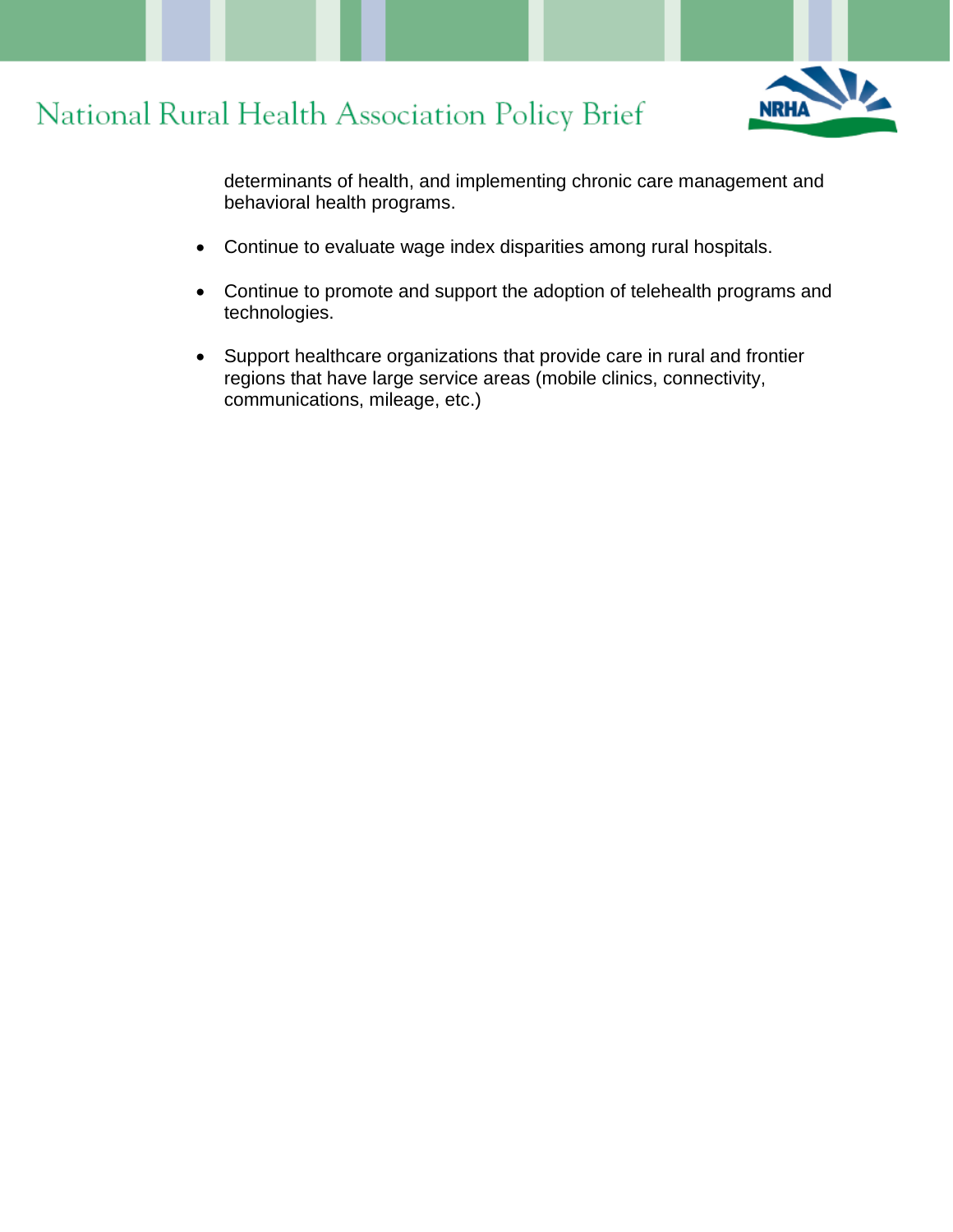determinants of health, and implementing chronic care management and behavioral health programs.

- Continue to evaluate wage index disparities among rural hospitals.
- Continue to promote and support the adoption of telehealth programs and technologies.
- Support healthcare organizations that provide care in rural and frontier regions that have large service areas (mobile clinics, connectivity, communications, mileage, etc.)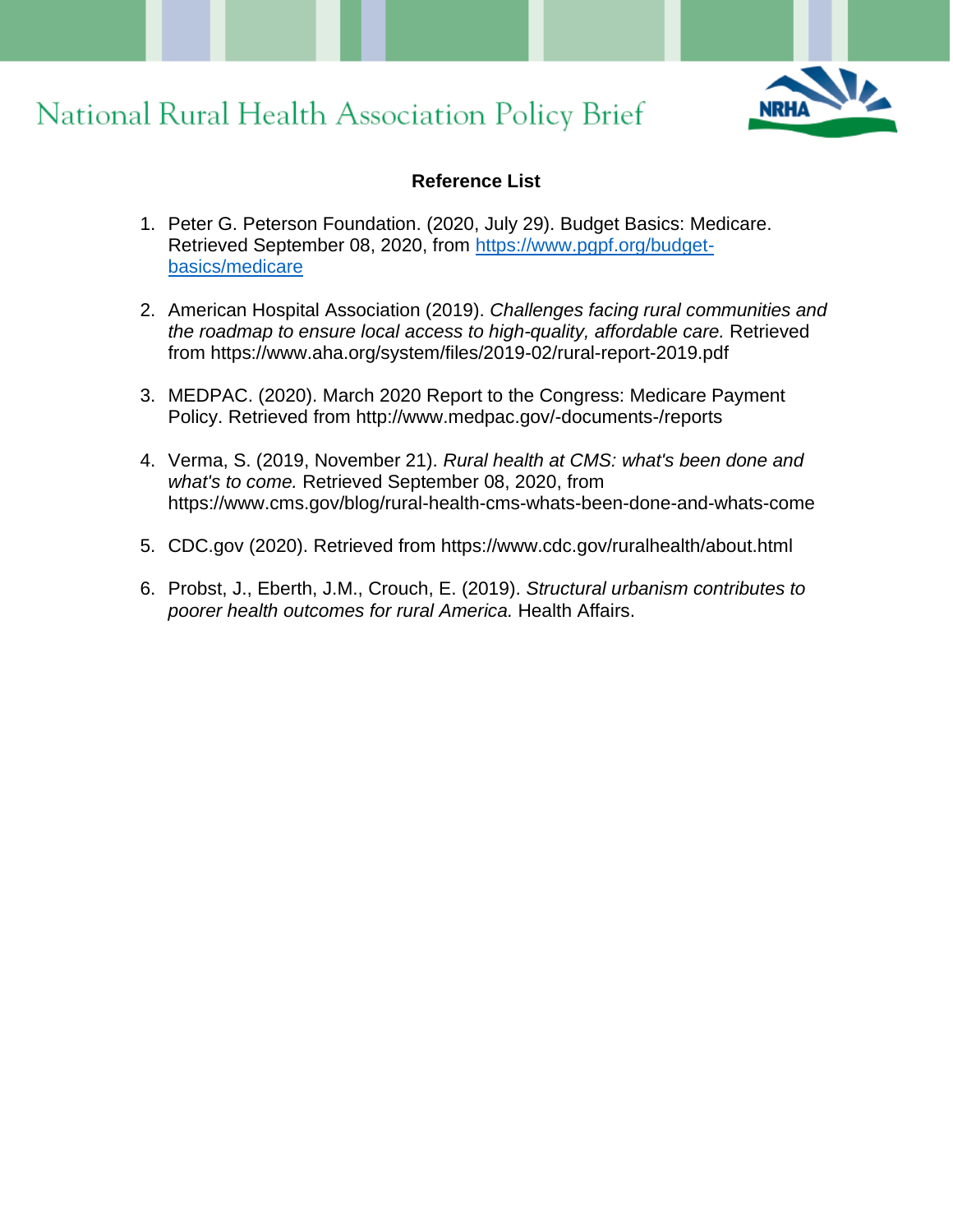**Reference List**

1. Peter G. Peterson Foundation. (2020, July 29). Budget Basics: Medicare. Retrieved September 08, 2020, from [https://www.pgpf.org/budget-basics/medicare](https://www.pgpf.org/budget-basics/medicare)

2. American Hospital Association (2019). *Challenges facing rural communities and the roadmap to ensure local access to high-quality, affordable care.* Retrieved from https://www.aha.org/system/files/2019-02/rural-report-2019.pdf

3. MEDPAC. (2020). March 2020 Report to the Congress: Medicare Payment Policy. Retrieved from http://www.medpac.gov/-documents-/reports

4. Verma, S. (2019, November 21). *Rural health at CMS: what's been done and what's to come.* Retrieved September 08, 2020, from https://www.cms.gov/blog/rural-health-cms-whats-been-done-and-whats-come

5. CDC.gov (2020). Retrieved from https://www.cdc.gov/ruralhealth/about.html

6. Probst, J., Eberth, J.M., Crouch, E. (2019). *Structural urbanism contributes to poorer health outcomes for rural America.* Health Affairs.